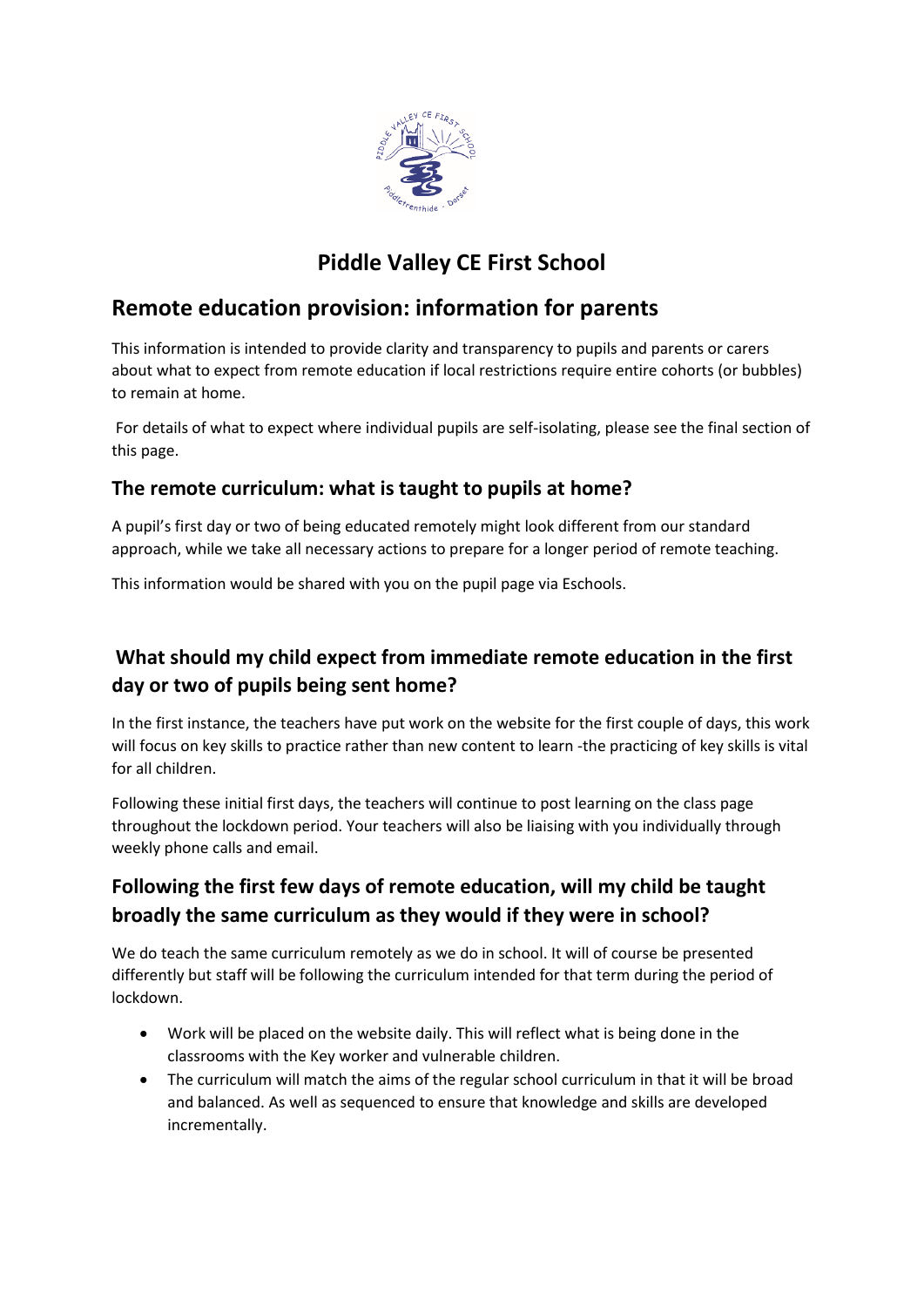# Piddle Valley CE First School

## Remote education provision: information for parents

This information is intended to provide clarity and transparency to pupils and parents or carers about what to expect from remote education if local restrictions require entire cohorts (or bubbles) to remain at home.

For details of what to expect where individual pupils are self-isolating, please see the final section of this page.

### The remote curriculum: what is taught to pupils at home?

A pupil's first day or two of being educated remotely might look different from our standard approach, while we take all necessary actions to prepare for a longer period of remote teaching.

This information would be shared with you on the pupil page via Eschools.

### What should my child expect from immediate remote education in the first day or two of pupils being sent home?

In the first instance, the teachers have put work on the website for the first couple of days, this work will focus on key skills to practice rather than new content to learn -the practicing of key skills is vital for all children.

Following these initial first days, the teachers will continue to post learning on the class page throughout the lockdown period. Your teachers will also be liaising with you individually through weekly phone calls and email.

### Following the first few days of remote education, will my child be taught broadly the same curriculum as they would if they were in school?

We do teach the same curriculum remotely as we do in school. It will of course be presented differently but staff will be following the curriculum intended for that term during the period of lockdown.

- Work will be placed on the website daily. This will reflect what is being done in the classrooms with the Key worker and vulnerable children.
- The curriculum will match the aims of the regular school curriculum in that it will be broad and balanced. As well as sequenced to ensure that knowledge and skills are developed incrementally.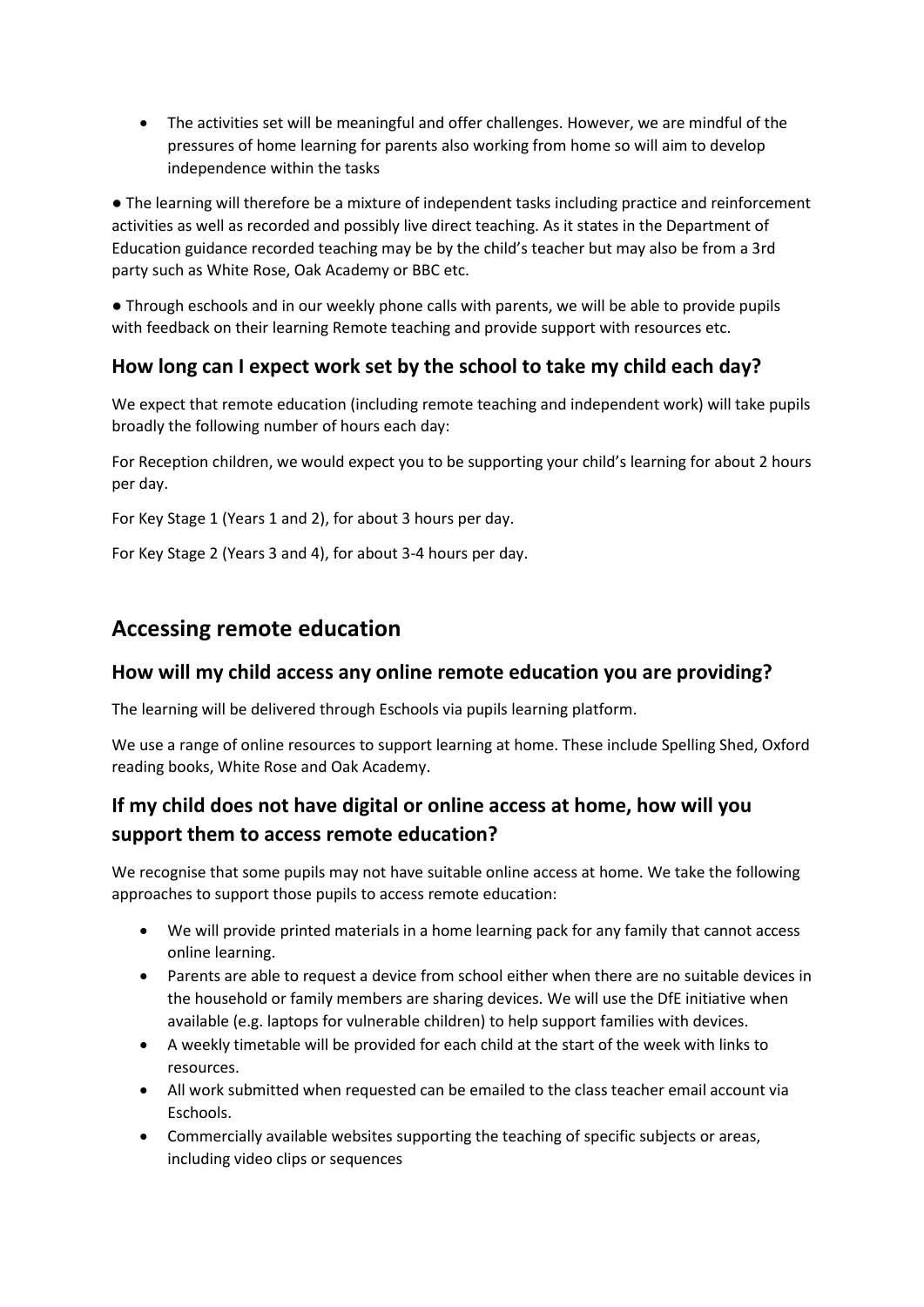- The activities set will be meaningful and offer challenges. However, we are mindful of the pressures of home learning for parents also working from home so will aim to develop independence within the tasks

● The learning will therefore be a mixture of independent tasks including practice and reinforcement activities as well as recorded and possibly live direct teaching. As it states in the Department of Education guidance recorded teaching may be by the child's teacher but may also be from a 3rd party such as White Rose, Oak Academy or BBC etc.

● Through eschools and in our weekly phone calls with parents, we will be able to provide pupils with feedback on their learning Remote teaching and provide support with resources etc.

### How long can I expect work set by the school to take my child each day?

We expect that remote education (including remote teaching and independent work) will take pupils broadly the following number of hours each day:

For Reception children, we would expect you to be supporting your child's learning for about 2 hours per day.

For Key Stage 1 (Years 1 and 2), for about 3 hours per day.

For Key Stage 2 (Years 3 and 4), for about 3-4 hours per day.

## Accessing remote education

### How will my child access any online remote education you are providing?

The learning will be delivered through Eschools via pupils learning platform.

We use a range of online resources to support learning at home. These include Spelling Shed, Oxford reading books, White Rose and Oak Academy.

### If my child does not have digital or online access at home, how will you support them to access remote education?

We recognise that some pupils may not have suitable online access at home. We take the following approaches to support those pupils to access remote education:

- We will provide printed materials in a home learning pack for any family that cannot access online learning.
- Parents are able to request a device from school either when there are no suitable devices in the household or family members are sharing devices. We will use the DfE initiative when available (e.g. laptops for vulnerable children) to help support families with devices.
- A weekly timetable will be provided for each child at the start of the week with links to resources.
- All work submitted when requested can be emailed to the class teacher email account via Eschools.
- Commercially available websites supporting the teaching of specific subjects or areas, including video clips or sequences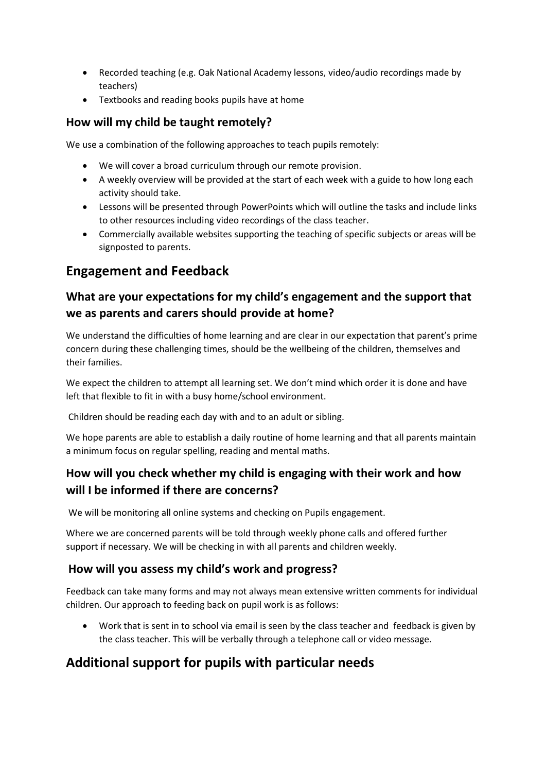- Recorded teaching (e.g. Oak National Academy lessons, video/audio recordings made by teachers)
- Textbooks and reading books pupils have at home

### How will my child be taught remotely?

We use a combination of the following approaches to teach pupils remotely:

- We will cover a broad curriculum through our remote provision.
- A weekly overview will be provided at the start of each week with a guide to how long each activity should take.
- Lessons will be presented through PowerPoints which will outline the tasks and include links to other resources including video recordings of the class teacher.
- Commercially available websites supporting the teaching of specific subjects or areas will be signposted to parents.

## Engagement and Feedback

### What are your expectations for my child's engagement and the support that we as parents and carers should provide at home?

We understand the difficulties of home learning and are clear in our expectation that parent's prime concern during these challenging times, should be the wellbeing of the children, themselves and their families.

We expect the children to attempt all learning set. We don't mind which order it is done and have left that flexible to fit in with a busy home/school environment.

Children should be reading each day with and to an adult or sibling.

We hope parents are able to establish a daily routine of home learning and that all parents maintain a minimum focus on regular spelling, reading and mental maths.

### How will you check whether my child is engaging with their work and how will I be informed if there are concerns?

We will be monitoring all online systems and checking on Pupils engagement.

Where we are concerned parents will be told through weekly phone calls and offered further support if necessary. We will be checking in with all parents and children weekly.

### How will you assess my child's work and progress?

Feedback can take many forms and may not always mean extensive written comments for individual children. Our approach to feeding back on pupil work is as follows:

- Work that is sent in to school via email is seen by the class teacher and feedback is given by the class teacher. This will be verbally through a telephone call or video message.

## Additional support for pupils with particular needs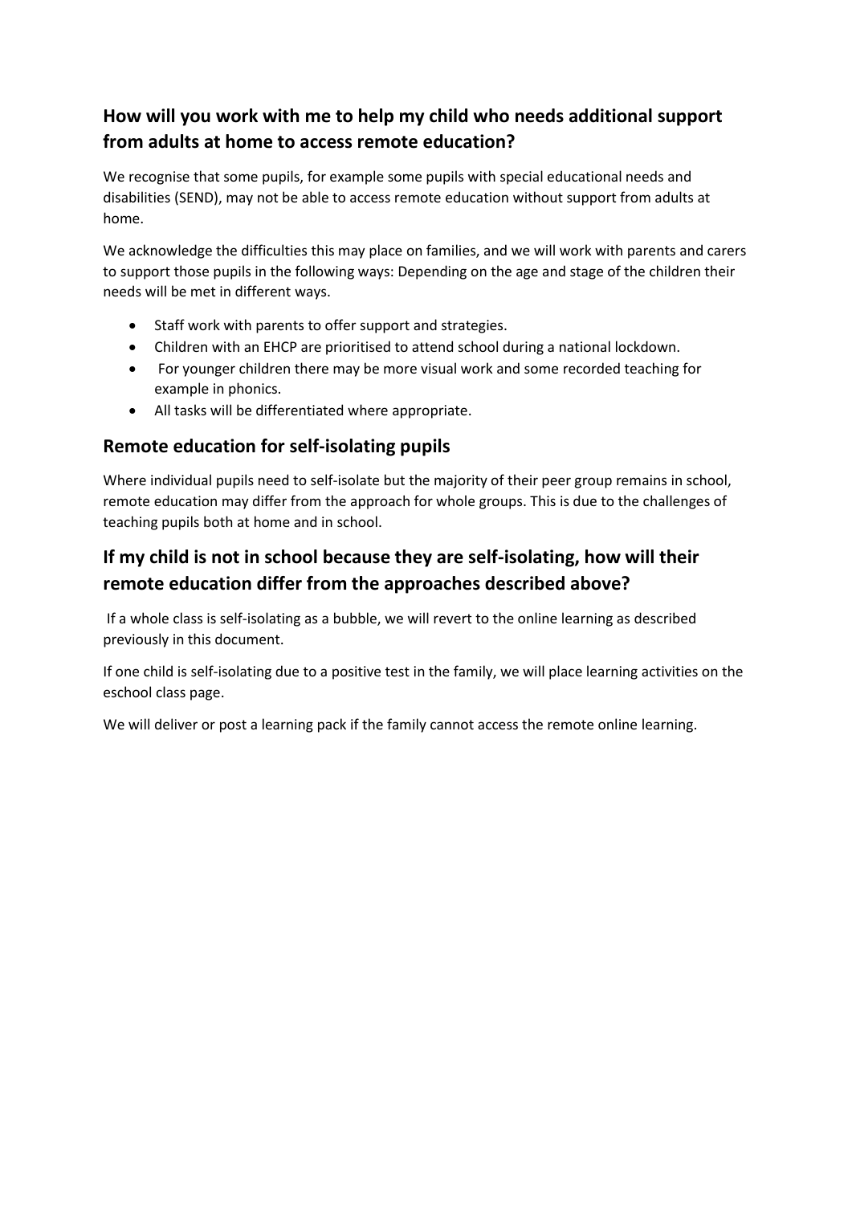## How will you work with me to help my child who needs additional support from adults at home to access remote education?

We recognise that some pupils, for example some pupils with special educational needs and disabilities (SEND), may not be able to access remote education without support from adults at home.

We acknowledge the difficulties this may place on families, and we will work with parents and carers to support those pupils in the following ways: Depending on the age and stage of the children their needs will be met in different ways.

- Staff work with parents to offer support and strategies.
- Children with an EHCP are prioritised to attend school during a national lockdown.
- For younger children there may be more visual work and some recorded teaching for example in phonics.
- All tasks will be differentiated where appropriate.

### Remote education for self-isolating pupils

Where individual pupils need to self-isolate but the majority of their peer group remains in school, remote education may differ from the approach for whole groups. This is due to the challenges of teaching pupils both at home and in school.

## If my child is not in school because they are self-isolating, how will their remote education differ from the approaches described above?

If a whole class is self-isolating as a bubble, we will revert to the online learning as described previously in this document.

If one child is self-isolating due to a positive test in the family, we will place learning activities on the eschool class page.

We will deliver or post a learning pack if the family cannot access the remote online learning.